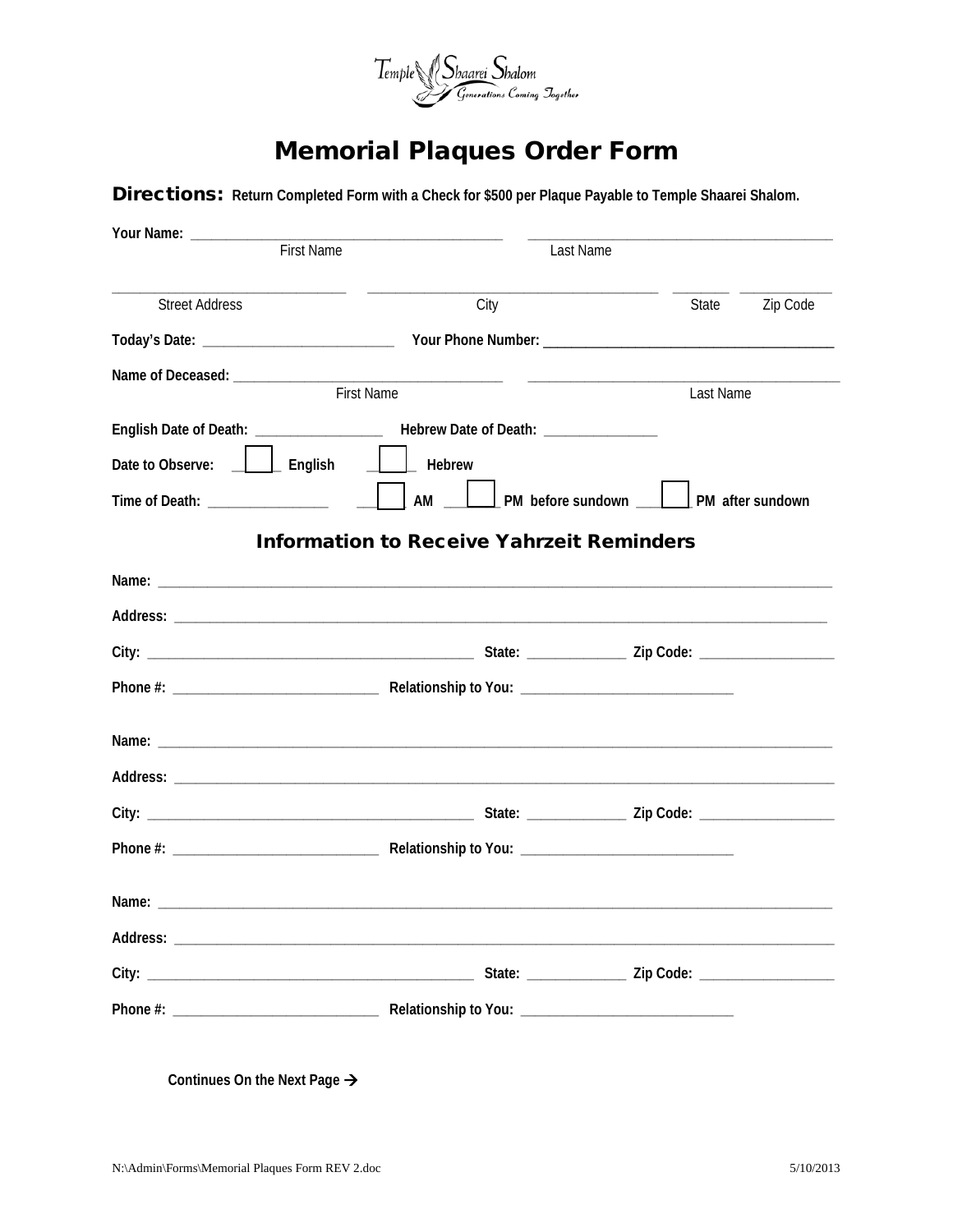Temple Shaarei Shalom
*Generations Coming Together*

# Memorial Plaques Order Form

**Directions:** **Return Completed Form with a Check for $500 per Plaque Payable to Temple Shaarei Shalom.**

**Your Name:** ______________________________ ______________________________
First Name Last Name

______________________ ______________________________ ________ __________
Street Address City State Zip Code

**Today's Date:** ____________________ **Your Phone Number:** ______________________________

**Name of Deceased:** ______________________________ ______________________________
First Name Last Name

**English Date of Death:** ______________ **Hebrew Date of Death:** ____________

**Date to Observe:** ☐ **English** ☐ **Hebrew**

**Time of Death:** ____________ ☐ **AM** ☐ **PM before sundown** ☐ **PM after sundown**

## Information to Receive Yahrzeit Reminders

**Name:** ______________________________________________________________

**Address:** ______________________________________________________________

**City:** ______________________________ **State:** __________ **Zip Code:** ______________

**Phone #:** ______________________ **Relationship to You:** ______________________

**Name:** ______________________________________________________________

**Address:** ______________________________________________________________

**City:** ______________________________ **State:** __________ **Zip Code:** ______________

**Phone #:** ______________________ **Relationship to You:** ______________________

**Name:** ______________________________________________________________

**Address:** ______________________________________________________________

**City:** ______________________________ **State:** __________ **Zip Code:** ______________

**Phone #:** ______________________ **Relationship to You:** ______________________

**Continues On the Next Page →**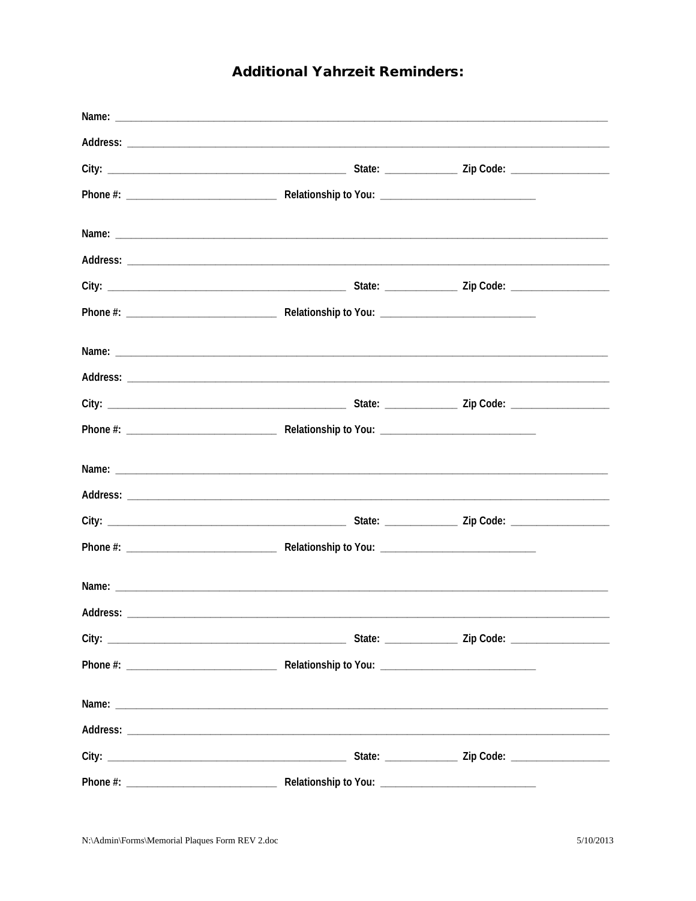## Additional Yahrzeit Reminders:

Name: ______________________________________________________________________________

Address: ____________________________________________________________________________

City: __________________________________ State: ____________ Zip Code: _______________

Phone #: _________________________ Relationship to You: __________________________

Name: ______________________________________________________________________________

Address: ____________________________________________________________________________

City: __________________________________ State: ____________ Zip Code: _______________

Phone #: _________________________ Relationship to You: __________________________

Name: ______________________________________________________________________________

Address: ____________________________________________________________________________

City: __________________________________ State: ____________ Zip Code: _______________

Phone #: _________________________ Relationship to You: __________________________

Name: ______________________________________________________________________________

Address: ____________________________________________________________________________

City: __________________________________ State: ____________ Zip Code: _______________

Phone #: _________________________ Relationship to You: __________________________

Name: ______________________________________________________________________________

Address: ____________________________________________________________________________

City: __________________________________ State: ____________ Zip Code: _______________

Phone #: _________________________ Relationship to You: __________________________

Name: ______________________________________________________________________________

Address: ____________________________________________________________________________

City: __________________________________ State: ____________ Zip Code: _______________

Phone #: _________________________ Relationship to You: __________________________

N:\Admin\Forms\Memorial Plaques Form REV 2.doc 5/10/2013